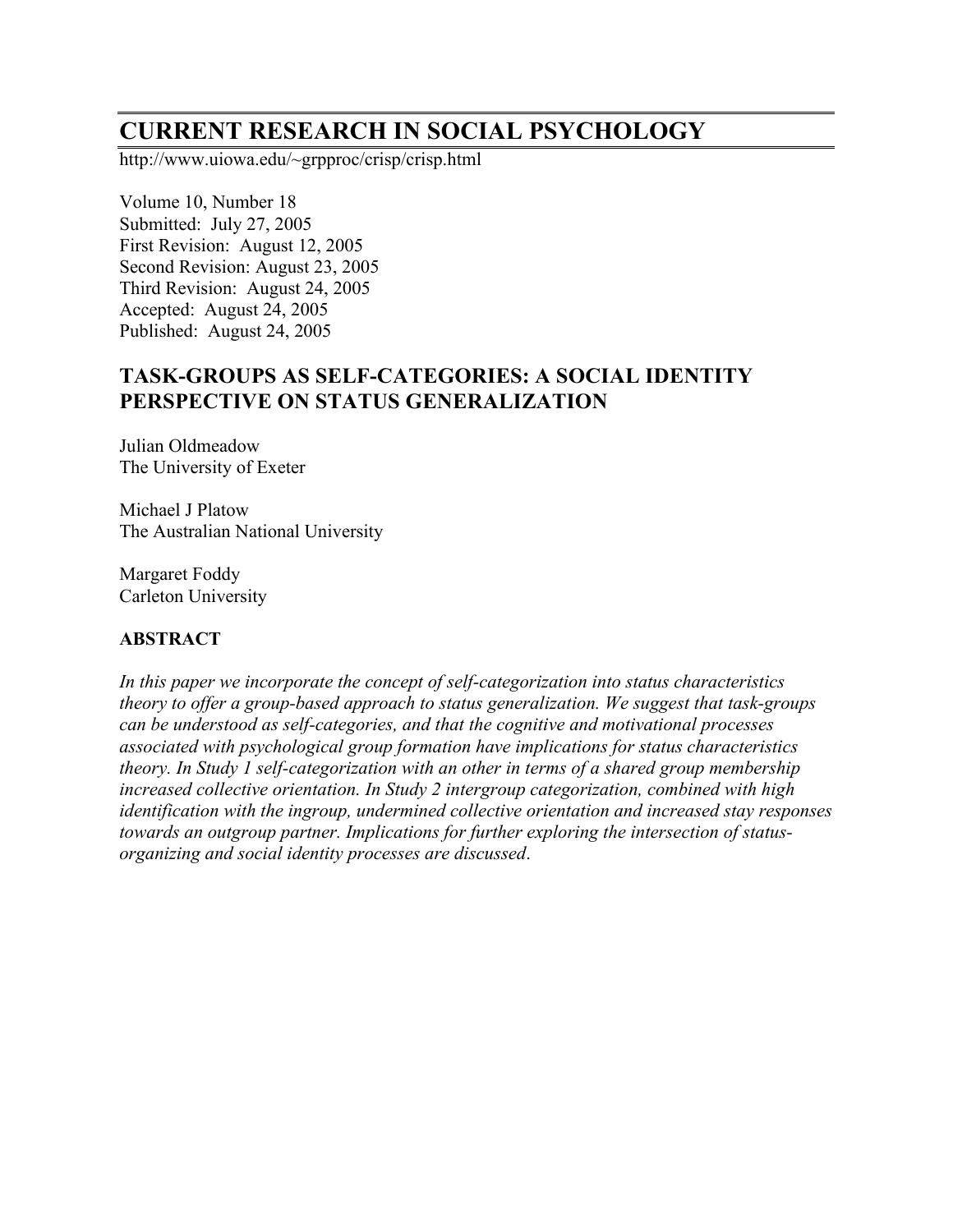# CURRENT RESEARCH IN SOCIAL PSYCHOLOGY

http://www.uiowa.edu/~grpproc/crisp/crisp.html

Volume 10, Number 18
Submitted: July 27, 2005
First Revision: August 12, 2005
Second Revision: August 23, 2005
Third Revision: August 24, 2005
Accepted: August 24, 2005
Published: August 24, 2005

## TASK-GROUPS AS SELF-CATEGORIES: A SOCIAL IDENTITY PERSPECTIVE ON STATUS GENERALIZATION

Julian Oldmeadow
The University of Exeter

Michael J Platow
The Australian National University

Margaret Foddy
Carleton University

### ABSTRACT

*In this paper we incorporate the concept of self-categorization into status characteristics theory to offer a group-based approach to status generalization. We suggest that task-groups can be understood as self-categories, and that the cognitive and motivational processes associated with psychological group formation have implications for status characteristics theory. In Study 1 self-categorization with an other in terms of a shared group membership increased collective orientation. In Study 2 intergroup categorization, combined with high identification with the ingroup, undermined collective orientation and increased stay responses towards an outgroup partner. Implications for further exploring the intersection of status-organizing and social identity processes are discussed.*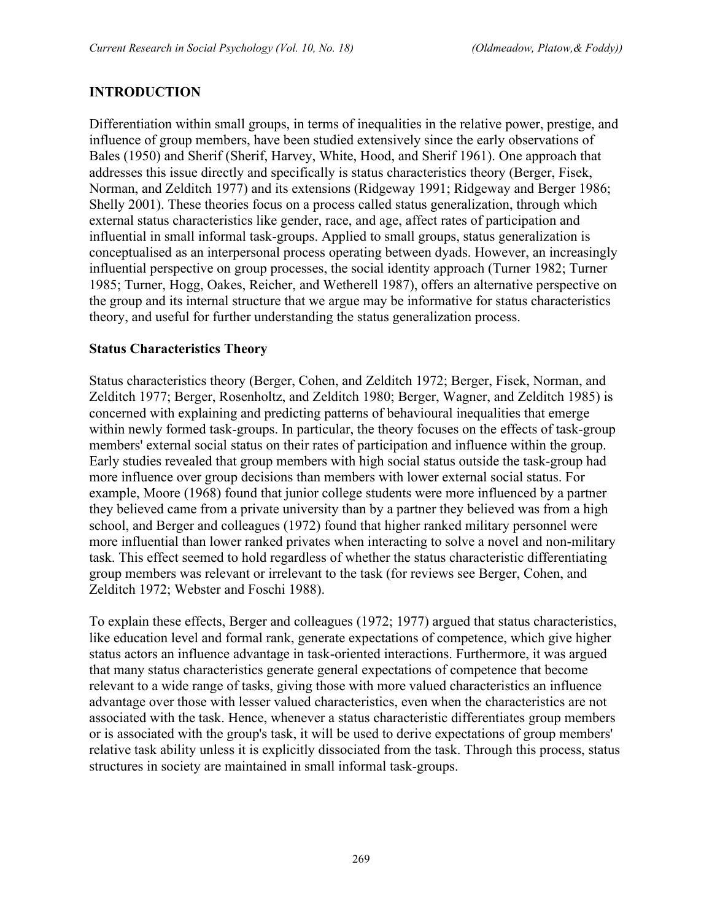## INTRODUCTION

Differentiation within small groups, in terms of inequalities in the relative power, prestige, and influence of group members, have been studied extensively since the early observations of Bales (1950) and Sherif (Sherif, Harvey, White, Hood, and Sherif 1961). One approach that addresses this issue directly and specifically is status characteristics theory (Berger, Fisek, Norman, and Zelditch 1977) and its extensions (Ridgeway 1991; Ridgeway and Berger 1986; Shelly 2001). These theories focus on a process called status generalization, through which external status characteristics like gender, race, and age, affect rates of participation and influential in small informal task-groups. Applied to small groups, status generalization is conceptualised as an interpersonal process operating between dyads. However, an increasingly influential perspective on group processes, the social identity approach (Turner 1982; Turner 1985; Turner, Hogg, Oakes, Reicher, and Wetherell 1987), offers an alternative perspective on the group and its internal structure that we argue may be informative for status characteristics theory, and useful for further understanding the status generalization process.

### Status Characteristics Theory

Status characteristics theory (Berger, Cohen, and Zelditch 1972; Berger, Fisek, Norman, and Zelditch 1977; Berger, Rosenholtz, and Zelditch 1980; Berger, Wagner, and Zelditch 1985) is concerned with explaining and predicting patterns of behavioural inequalities that emerge within newly formed task-groups. In particular, the theory focuses on the effects of task-group members' external social status on their rates of participation and influence within the group. Early studies revealed that group members with high social status outside the task-group had more influence over group decisions than members with lower external social status. For example, Moore (1968) found that junior college students were more influenced by a partner they believed came from a private university than by a partner they believed was from a high school, and Berger and colleagues (1972) found that higher ranked military personnel were more influential than lower ranked privates when interacting to solve a novel and non-military task. This effect seemed to hold regardless of whether the status characteristic differentiating group members was relevant or irrelevant to the task (for reviews see Berger, Cohen, and Zelditch 1972; Webster and Foschi 1988).

To explain these effects, Berger and colleagues (1972; 1977) argued that status characteristics, like education level and formal rank, generate expectations of competence, which give higher status actors an influence advantage in task-oriented interactions. Furthermore, it was argued that many status characteristics generate general expectations of competence that become relevant to a wide range of tasks, giving those with more valued characteristics an influence advantage over those with lesser valued characteristics, even when the characteristics are not associated with the task. Hence, whenever a status characteristic differentiates group members or is associated with the group's task, it will be used to derive expectations of group members' relative task ability unless it is explicitly dissociated from the task. Through this process, status structures in society are maintained in small informal task-groups.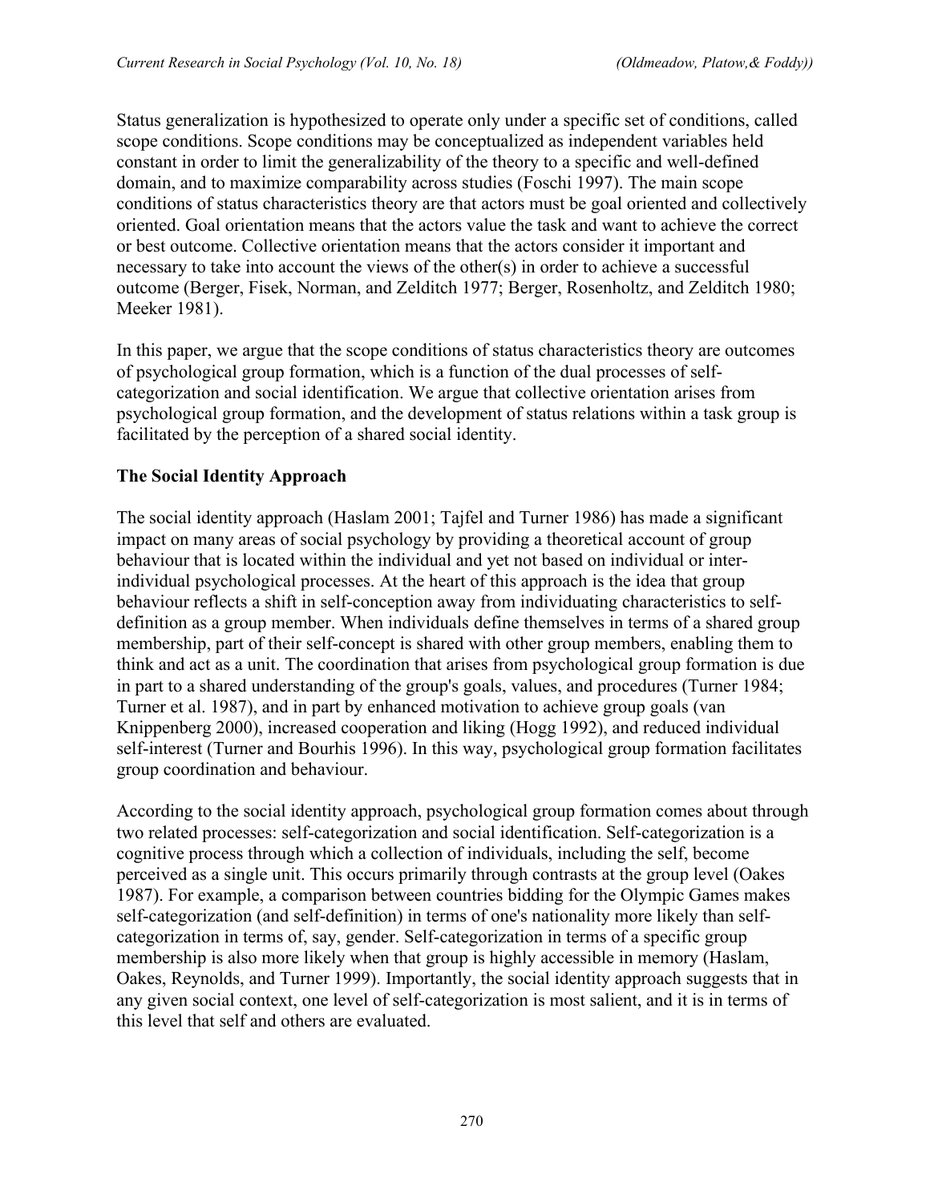Status generalization is hypothesized to operate only under a specific set of conditions, called scope conditions. Scope conditions may be conceptualized as independent variables held constant in order to limit the generalizability of the theory to a specific and well-defined domain, and to maximize comparability across studies (Foschi 1997). The main scope conditions of status characteristics theory are that actors must be goal oriented and collectively oriented. Goal orientation means that the actors value the task and want to achieve the correct or best outcome. Collective orientation means that the actors consider it important and necessary to take into account the views of the other(s) in order to achieve a successful outcome (Berger, Fisek, Norman, and Zelditch 1977; Berger, Rosenholtz, and Zelditch 1980; Meeker 1981).

In this paper, we argue that the scope conditions of status characteristics theory are outcomes of psychological group formation, which is a function of the dual processes of self-categorization and social identification. We argue that collective orientation arises from psychological group formation, and the development of status relations within a task group is facilitated by the perception of a shared social identity.

## The Social Identity Approach

The social identity approach (Haslam 2001; Tajfel and Turner 1986) has made a significant impact on many areas of social psychology by providing a theoretical account of group behaviour that is located within the individual and yet not based on individual or inter-individual psychological processes. At the heart of this approach is the idea that group behaviour reflects a shift in self-conception away from individuating characteristics to self-definition as a group member. When individuals define themselves in terms of a shared group membership, part of their self-concept is shared with other group members, enabling them to think and act as a unit. The coordination that arises from psychological group formation is due in part to a shared understanding of the group's goals, values, and procedures (Turner 1984; Turner et al. 1987), and in part by enhanced motivation to achieve group goals (van Knippenberg 2000), increased cooperation and liking (Hogg 1992), and reduced individual self-interest (Turner and Bourhis 1996). In this way, psychological group formation facilitates group coordination and behaviour.

According to the social identity approach, psychological group formation comes about through two related processes: self-categorization and social identification. Self-categorization is a cognitive process through which a collection of individuals, including the self, become perceived as a single unit. This occurs primarily through contrasts at the group level (Oakes 1987). For example, a comparison between countries bidding for the Olympic Games makes self-categorization (and self-definition) in terms of one's nationality more likely than self-categorization in terms of, say, gender. Self-categorization in terms of a specific group membership is also more likely when that group is highly accessible in memory (Haslam, Oakes, Reynolds, and Turner 1999). Importantly, the social identity approach suggests that in any given social context, one level of self-categorization is most salient, and it is in terms of this level that self and others are evaluated.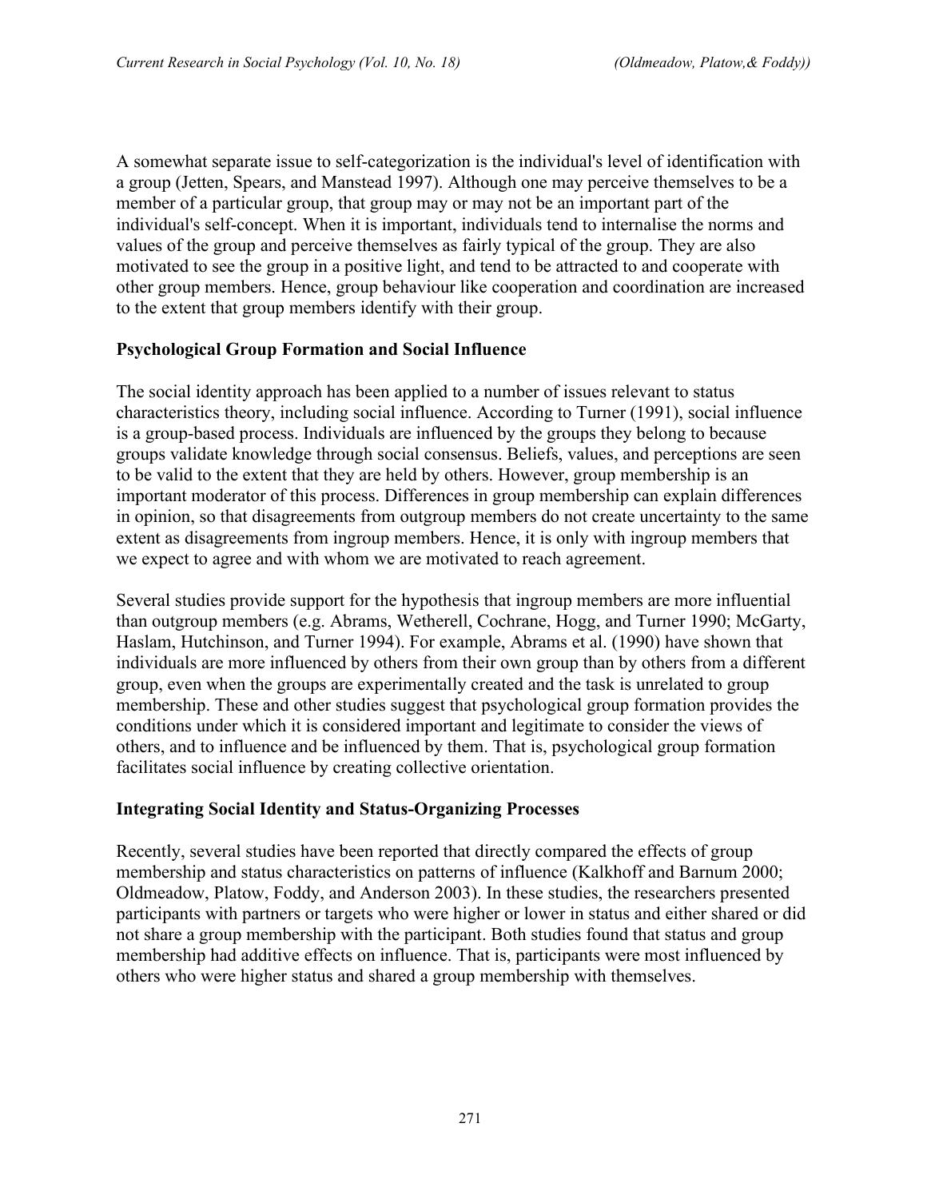A somewhat separate issue to self-categorization is the individual's level of identification with a group (Jetten, Spears, and Manstead 1997). Although one may perceive themselves to be a member of a particular group, that group may or may not be an important part of the individual's self-concept. When it is important, individuals tend to internalise the norms and values of the group and perceive themselves as fairly typical of the group. They are also motivated to see the group in a positive light, and tend to be attracted to and cooperate with other group members. Hence, group behaviour like cooperation and coordination are increased to the extent that group members identify with their group.

### Psychological Group Formation and Social Influence

The social identity approach has been applied to a number of issues relevant to status characteristics theory, including social influence. According to Turner (1991), social influence is a group-based process. Individuals are influenced by the groups they belong to because groups validate knowledge through social consensus. Beliefs, values, and perceptions are seen to be valid to the extent that they are held by others. However, group membership is an important moderator of this process. Differences in group membership can explain differences in opinion, so that disagreements from outgroup members do not create uncertainty to the same extent as disagreements from ingroup members. Hence, it is only with ingroup members that we expect to agree and with whom we are motivated to reach agreement.

Several studies provide support for the hypothesis that ingroup members are more influential than outgroup members (e.g. Abrams, Wetherell, Cochrane, Hogg, and Turner 1990; McGarty, Haslam, Hutchinson, and Turner 1994). For example, Abrams et al. (1990) have shown that individuals are more influenced by others from their own group than by others from a different group, even when the groups are experimentally created and the task is unrelated to group membership. These and other studies suggest that psychological group formation provides the conditions under which it is considered important and legitimate to consider the views of others, and to influence and be influenced by them. That is, psychological group formation facilitates social influence by creating collective orientation.

### Integrating Social Identity and Status-Organizing Processes

Recently, several studies have been reported that directly compared the effects of group membership and status characteristics on patterns of influence (Kalkhoff and Barnum 2000; Oldmeadow, Platow, Foddy, and Anderson 2003). In these studies, the researchers presented participants with partners or targets who were higher or lower in status and either shared or did not share a group membership with the participant. Both studies found that status and group membership had additive effects on influence. That is, participants were most influenced by others who were higher status and shared a group membership with themselves.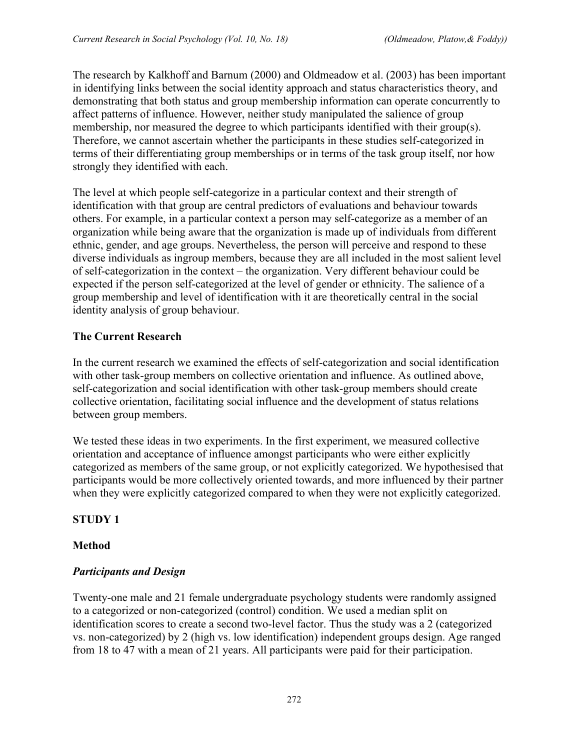The research by Kalkhoff and Barnum (2000) and Oldmeadow et al. (2003) has been important in identifying links between the social identity approach and status characteristics theory, and demonstrating that both status and group membership information can operate concurrently to affect patterns of influence. However, neither study manipulated the salience of group membership, nor measured the degree to which participants identified with their group(s). Therefore, we cannot ascertain whether the participants in these studies self-categorized in terms of their differentiating group memberships or in terms of the task group itself, nor how strongly they identified with each.

The level at which people self-categorize in a particular context and their strength of identification with that group are central predictors of evaluations and behaviour towards others. For example, in a particular context a person may self-categorize as a member of an organization while being aware that the organization is made up of individuals from different ethnic, gender, and age groups. Nevertheless, the person will perceive and respond to these diverse individuals as ingroup members, because they are all included in the most salient level of self-categorization in the context – the organization. Very different behaviour could be expected if the person self-categorized at the level of gender or ethnicity. The salience of a group membership and level of identification with it are theoretically central in the social identity analysis of group behaviour.

## The Current Research

In the current research we examined the effects of self-categorization and social identification with other task-group members on collective orientation and influence. As outlined above, self-categorization and social identification with other task-group members should create collective orientation, facilitating social influence and the development of status relations between group members.

We tested these ideas in two experiments. In the first experiment, we measured collective orientation and acceptance of influence amongst participants who were either explicitly categorized as members of the same group, or not explicitly categorized. We hypothesised that participants would be more collectively oriented towards, and more influenced by their partner when they were explicitly categorized compared to when they were not explicitly categorized.

## STUDY 1

### Method

#### *Participants and Design*

Twenty-one male and 21 female undergraduate psychology students were randomly assigned to a categorized or non-categorized (control) condition. We used a median split on identification scores to create a second two-level factor. Thus the study was a 2 (categorized vs. non-categorized) by 2 (high vs. low identification) independent groups design. Age ranged from 18 to 47 with a mean of 21 years. All participants were paid for their participation.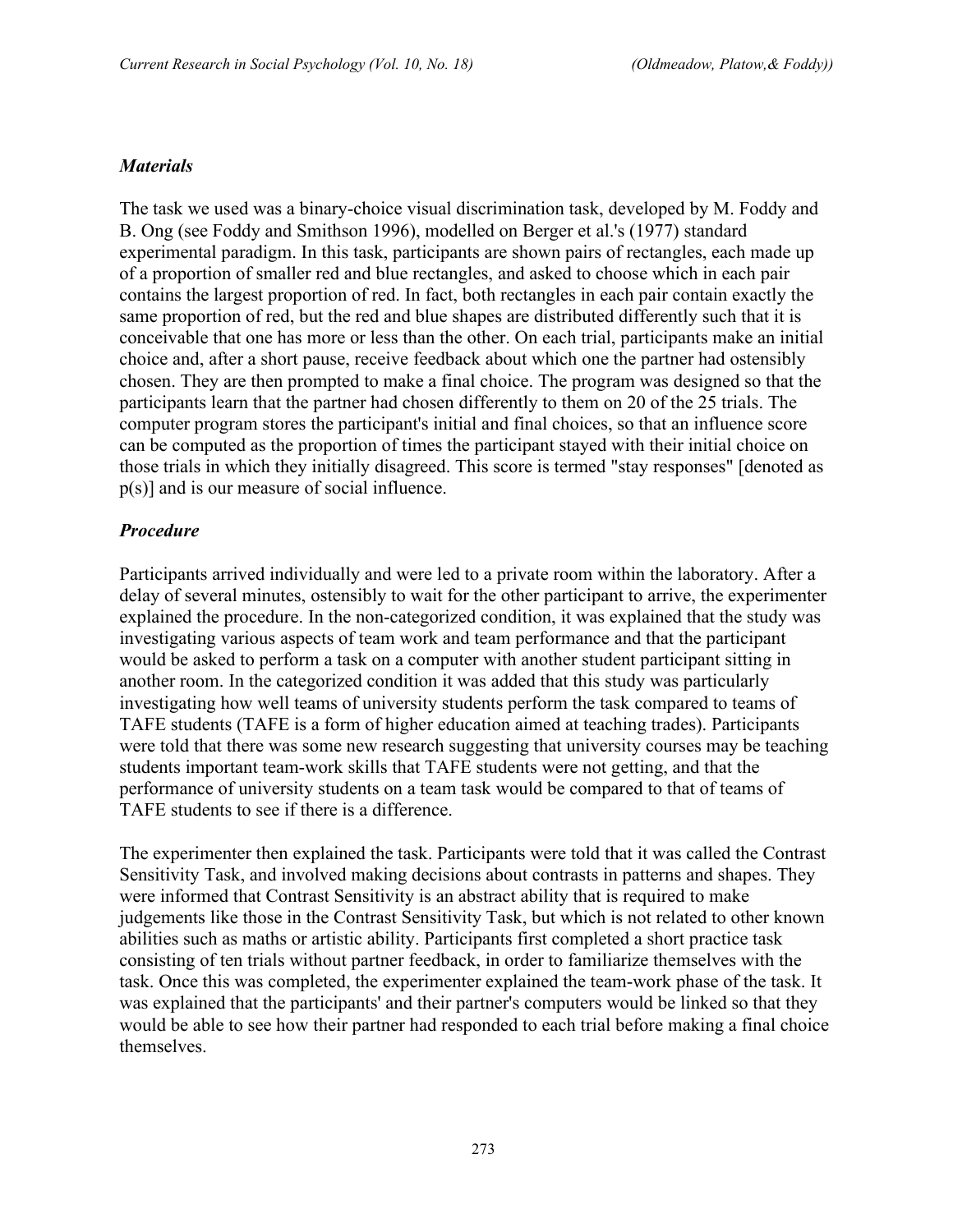### *Materials*

The task we used was a binary-choice visual discrimination task, developed by M. Foddy and B. Ong (see Foddy and Smithson 1996), modelled on Berger et al.'s (1977) standard experimental paradigm. In this task, participants are shown pairs of rectangles, each made up of a proportion of smaller red and blue rectangles, and asked to choose which in each pair contains the largest proportion of red. In fact, both rectangles in each pair contain exactly the same proportion of red, but the red and blue shapes are distributed differently such that it is conceivable that one has more or less than the other. On each trial, participants make an initial choice and, after a short pause, receive feedback about which one the partner had ostensibly chosen. They are then prompted to make a final choice. The program was designed so that the participants learn that the partner had chosen differently to them on 20 of the 25 trials. The computer program stores the participant's initial and final choices, so that an influence score can be computed as the proportion of times the participant stayed with their initial choice on those trials in which they initially disagreed. This score is termed "stay responses" [denoted as p(s)] and is our measure of social influence.

### *Procedure*

Participants arrived individually and were led to a private room within the laboratory. After a delay of several minutes, ostensibly to wait for the other participant to arrive, the experimenter explained the procedure. In the non-categorized condition, it was explained that the study was investigating various aspects of team work and team performance and that the participant would be asked to perform a task on a computer with another student participant sitting in another room. In the categorized condition it was added that this study was particularly investigating how well teams of university students perform the task compared to teams of TAFE students (TAFE is a form of higher education aimed at teaching trades). Participants were told that there was some new research suggesting that university courses may be teaching students important team-work skills that TAFE students were not getting, and that the performance of university students on a team task would be compared to that of teams of TAFE students to see if there is a difference.

The experimenter then explained the task. Participants were told that it was called the Contrast Sensitivity Task, and involved making decisions about contrasts in patterns and shapes. They were informed that Contrast Sensitivity is an abstract ability that is required to make judgements like those in the Contrast Sensitivity Task, but which is not related to other known abilities such as maths or artistic ability. Participants first completed a short practice task consisting of ten trials without partner feedback, in order to familiarize themselves with the task. Once this was completed, the experimenter explained the team-work phase of the task. It was explained that the participants' and their partner's computers would be linked so that they would be able to see how their partner had responded to each trial before making a final choice themselves.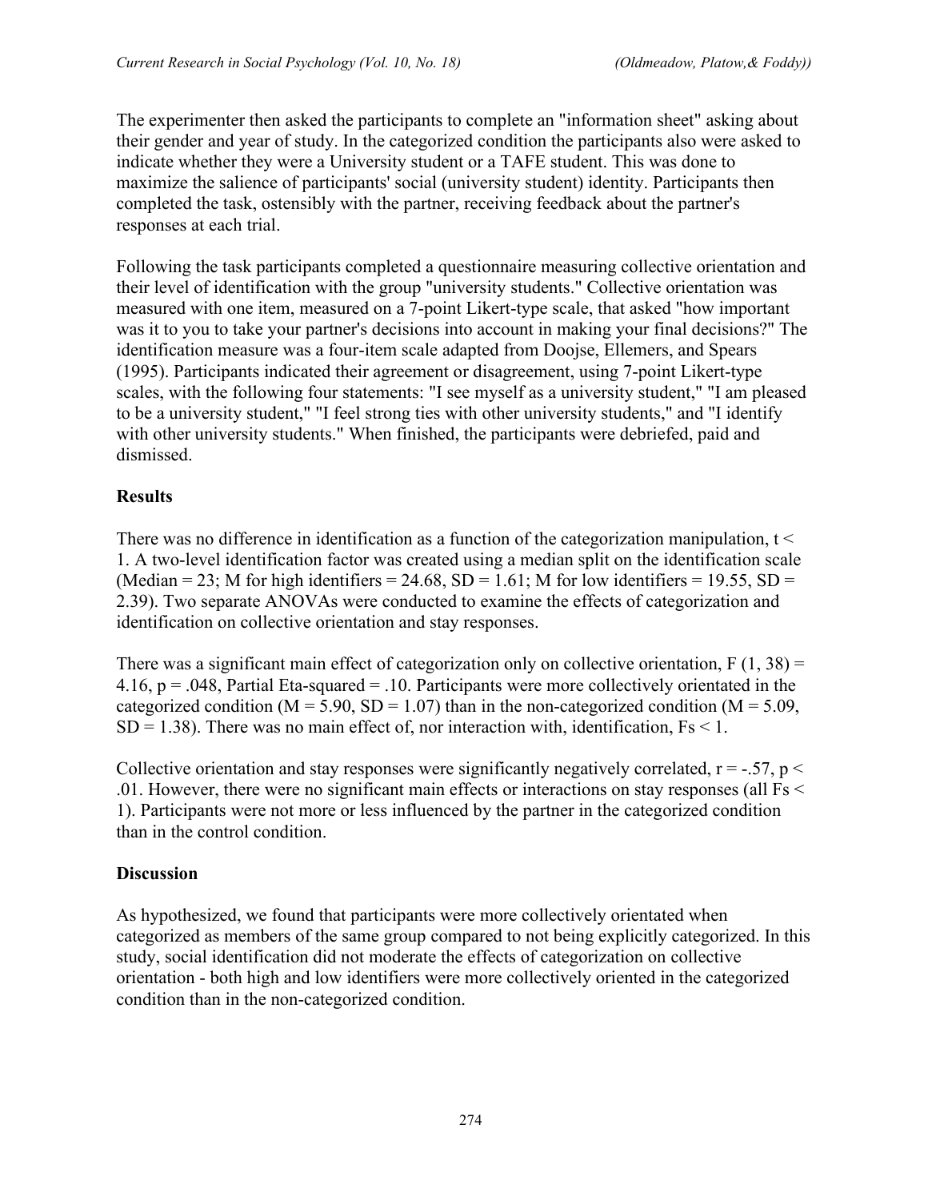The experimenter then asked the participants to complete an "information sheet" asking about their gender and year of study. In the categorized condition the participants also were asked to indicate whether they were a University student or a TAFE student. This was done to maximize the salience of participants' social (university student) identity. Participants then completed the task, ostensibly with the partner, receiving feedback about the partner's responses at each trial.

Following the task participants completed a questionnaire measuring collective orientation and their level of identification with the group "university students." Collective orientation was measured with one item, measured on a 7-point Likert-type scale, that asked "how important was it to you to take your partner's decisions into account in making your final decisions?" The identification measure was a four-item scale adapted from Doojse, Ellemers, and Spears (1995). Participants indicated their agreement or disagreement, using 7-point Likert-type scales, with the following four statements: "I see myself as a university student," "I am pleased to be a university student," "I feel strong ties with other university students," and "I identify with other university students." When finished, the participants were debriefed, paid and dismissed.

## Results

There was no difference in identification as a function of the categorization manipulation, $t < 1$. A two-level identification factor was created using a median split on the identification scale (Median = 23; M for high identifiers = 24.68, SD = 1.61; M for low identifiers = 19.55, SD = 2.39). Two separate ANOVAs were conducted to examine the effects of categorization and identification on collective orientation and stay responses.

There was a significant main effect of categorization only on collective orientation, $F(1, 38) = 4.16$, $p = .048$, Partial Eta-squared = .10. Participants were more collectively orientated in the categorized condition (M = 5.90, SD = 1.07) than in the non-categorized condition (M = 5.09, SD = 1.38). There was no main effect of, nor interaction with, identification, $Fs < 1$.

Collective orientation and stay responses were significantly negatively correlated, $r = -.57$, $p < .01$. However, there were no significant main effects or interactions on stay responses (all $Fs < 1$). Participants were not more or less influenced by the partner in the categorized condition than in the control condition.

## Discussion

As hypothesized, we found that participants were more collectively orientated when categorized as members of the same group compared to not being explicitly categorized. In this study, social identification did not moderate the effects of categorization on collective orientation - both high and low identifiers were more collectively oriented in the categorized condition than in the non-categorized condition.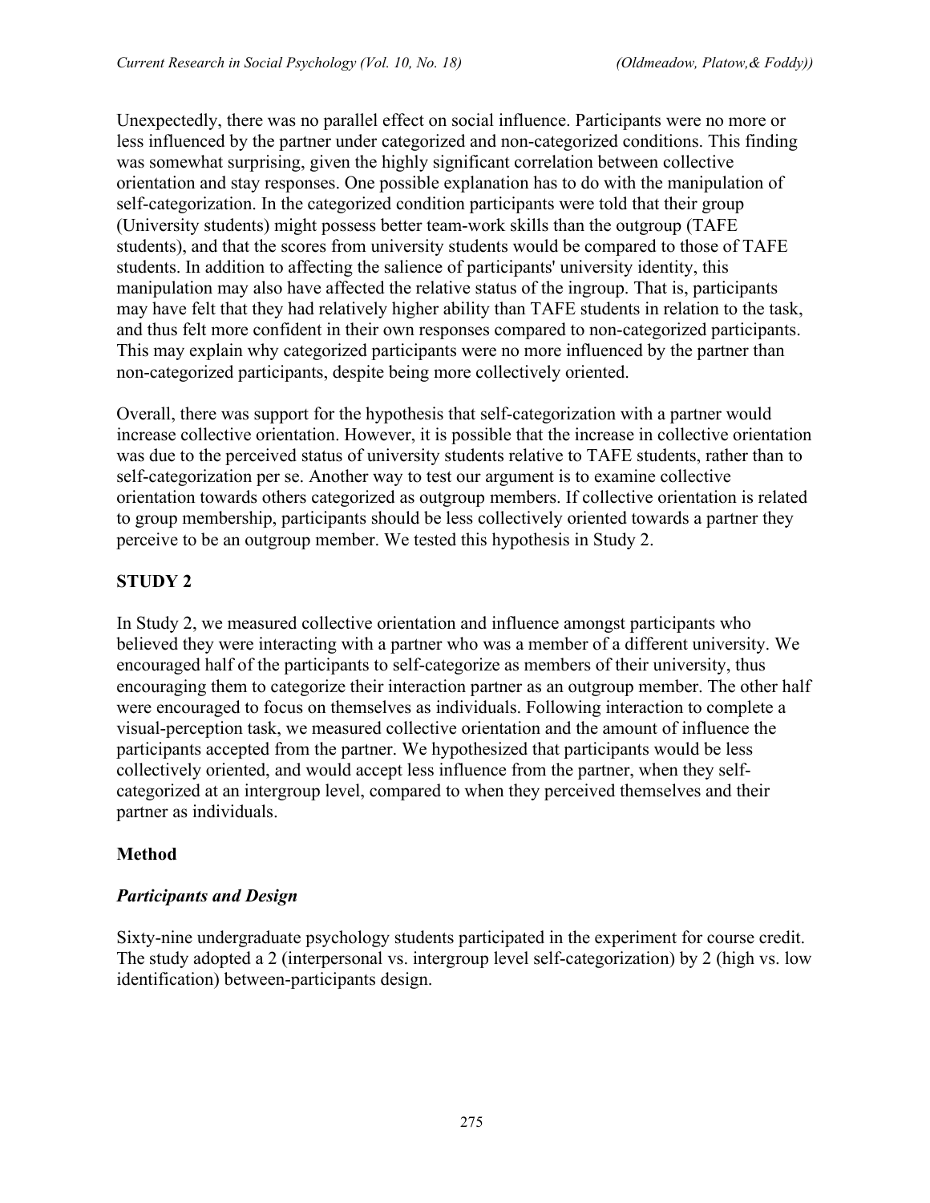Unexpectedly, there was no parallel effect on social influence. Participants were no more or less influenced by the partner under categorized and non-categorized conditions. This finding was somewhat surprising, given the highly significant correlation between collective orientation and stay responses. One possible explanation has to do with the manipulation of self-categorization. In the categorized condition participants were told that their group (University students) might possess better team-work skills than the outgroup (TAFE students), and that the scores from university students would be compared to those of TAFE students. In addition to affecting the salience of participants' university identity, this manipulation may also have affected the relative status of the ingroup. That is, participants may have felt that they had relatively higher ability than TAFE students in relation to the task, and thus felt more confident in their own responses compared to non-categorized participants. This may explain why categorized participants were no more influenced by the partner than non-categorized participants, despite being more collectively oriented.

Overall, there was support for the hypothesis that self-categorization with a partner would increase collective orientation. However, it is possible that the increase in collective orientation was due to the perceived status of university students relative to TAFE students, rather than to self-categorization per se. Another way to test our argument is to examine collective orientation towards others categorized as outgroup members. If collective orientation is related to group membership, participants should be less collectively oriented towards a partner they perceive to be an outgroup member. We tested this hypothesis in Study 2.

## STUDY 2

In Study 2, we measured collective orientation and influence amongst participants who believed they were interacting with a partner who was a member of a different university. We encouraged half of the participants to self-categorize as members of their university, thus encouraging them to categorize their interaction partner as an outgroup member. The other half were encouraged to focus on themselves as individuals. Following interaction to complete a visual-perception task, we measured collective orientation and the amount of influence the participants accepted from the partner. We hypothesized that participants would be less collectively oriented, and would accept less influence from the partner, when they self-categorized at an intergroup level, compared to when they perceived themselves and their partner as individuals.

### Method

#### *Participants and Design*

Sixty-nine undergraduate psychology students participated in the experiment for course credit. The study adopted a 2 (interpersonal vs. intergroup level self-categorization) by 2 (high vs. low identification) between-participants design.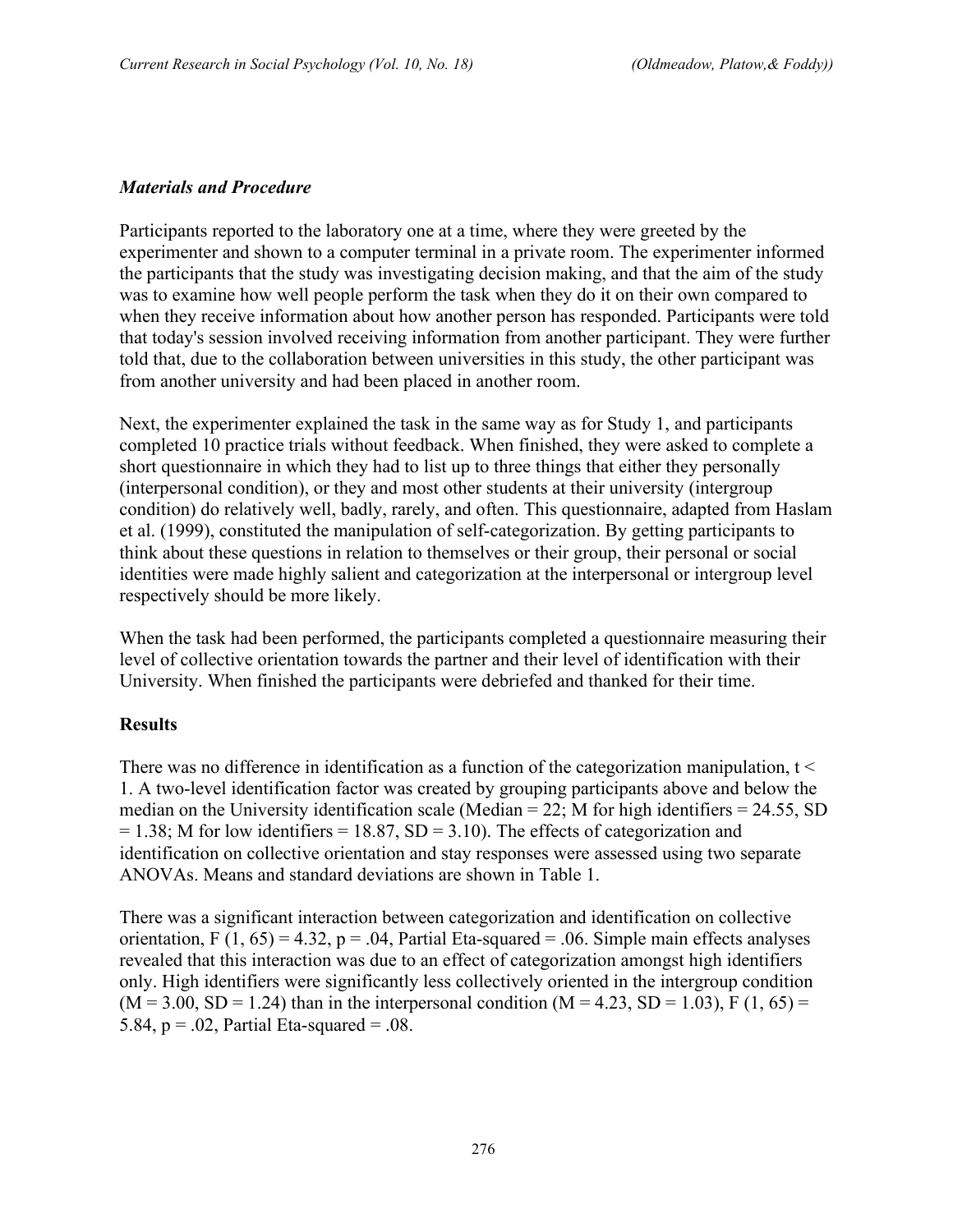### *Materials and Procedure*

Participants reported to the laboratory one at a time, where they were greeted by the experimenter and shown to a computer terminal in a private room. The experimenter informed the participants that the study was investigating decision making, and that the aim of the study was to examine how well people perform the task when they do it on their own compared to when they receive information about how another person has responded. Participants were told that today's session involved receiving information from another participant. They were further told that, due to the collaboration between universities in this study, the other participant was from another university and had been placed in another room.

Next, the experimenter explained the task in the same way as for Study 1, and participants completed 10 practice trials without feedback. When finished, they were asked to complete a short questionnaire in which they had to list up to three things that either they personally (interpersonal condition), or they and most other students at their university (intergroup condition) do relatively well, badly, rarely, and often. This questionnaire, adapted from Haslam et al. (1999), constituted the manipulation of self-categorization. By getting participants to think about these questions in relation to themselves or their group, their personal or social identities were made highly salient and categorization at the interpersonal or intergroup level respectively should be more likely.

When the task had been performed, the participants completed a questionnaire measuring their level of collective orientation towards the partner and their level of identification with their University. When finished the participants were debriefed and thanked for their time.

## Results

There was no difference in identification as a function of the categorization manipulation, $t < 1$. A two-level identification factor was created by grouping participants above and below the median on the University identification scale (Median = 22; M for high identifiers = 24.55, SD = 1.38; M for low identifiers = 18.87, SD = 3.10). The effects of categorization and identification on collective orientation and stay responses were assessed using two separate ANOVAs. Means and standard deviations are shown in Table 1.

There was a significant interaction between categorization and identification on collective orientation, $F(1, 65) = 4.32$, $p = .04$, Partial Eta-squared = .06. Simple main effects analyses revealed that this interaction was due to an effect of categorization amongst high identifiers only. High identifiers were significantly less collectively oriented in the intergroup condition (M = 3.00, SD = 1.24) than in the interpersonal condition (M = 4.23, SD = 1.03), $F(1, 65) = 5.84$, $p = .02$, Partial Eta-squared = .08.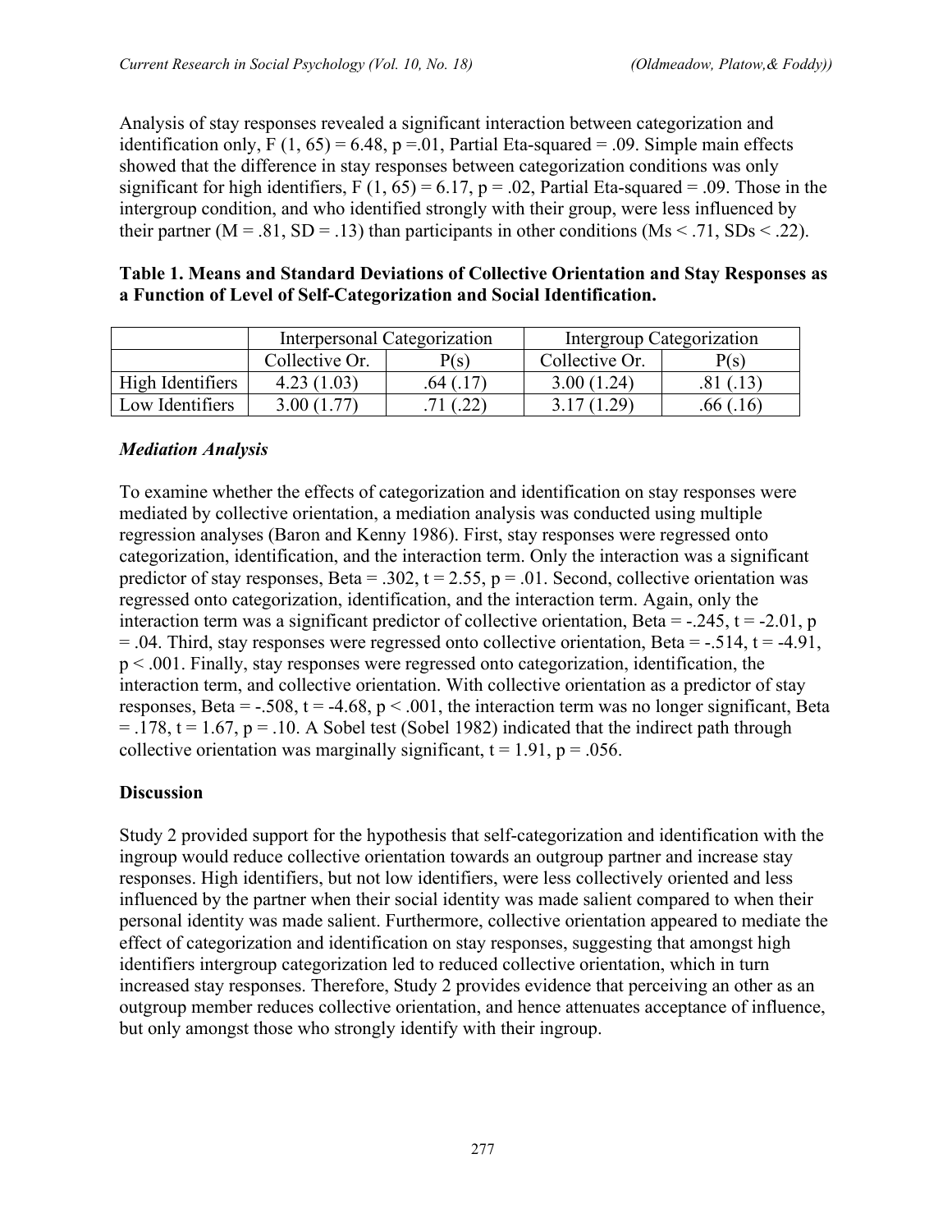Analysis of stay responses revealed a significant interaction between categorization and identification only, $F(1, 65) = 6.48$, $p = .01$, Partial Eta-squared = .09. Simple main effects showed that the difference in stay responses between categorization conditions was only significant for high identifiers, $F(1, 65) = 6.17$, $p = .02$, Partial Eta-squared = .09. Those in the intergroup condition, and who identified strongly with their group, were less influenced by their partner ($M = .81$, $SD = .13$) than participants in other conditions (Ms < .71, SDs < .22).

**Table 1. Means and Standard Deviations of Collective Orientation and Stay Responses as a Function of Level of Self-Categorization and Social Identification.**

| | Interpersonal Categorization | | Intergroup Categorization | |
|---|---|---|---|---|
| | Collective Or. | P(s) | Collective Or. | P(s) |
| High Identifiers | 4.23 (1.03) | .64 (.17) | 3.00 (1.24) | .81 (.13) |
| Low Identifiers | 3.00 (1.77) | .71 (.22) | 3.17 (1.29) | .66 (.16) |

### *Mediation Analysis*

To examine whether the effects of categorization and identification on stay responses were mediated by collective orientation, a mediation analysis was conducted using multiple regression analyses (Baron and Kenny 1986). First, stay responses were regressed onto categorization, identification, and the interaction term. Only the interaction was a significant predictor of stay responses, Beta = .302, $t = 2.55$, $p = .01$. Second, collective orientation was regressed onto categorization, identification, and the interaction term. Again, only the interaction term was a significant predictor of collective orientation, Beta = -.245, $t = -2.01$, $p = .04$. Third, stay responses were regressed onto collective orientation, Beta = -.514, $t = -4.91$, $p < .001$. Finally, stay responses were regressed onto categorization, identification, the interaction term, and collective orientation. With collective orientation as a predictor of stay responses, Beta = -.508, $t = -4.68$, $p < .001$, the interaction term was no longer significant, Beta = .178, $t = 1.67$, $p = .10$. A Sobel test (Sobel 1982) indicated that the indirect path through collective orientation was marginally significant, $t = 1.91$, $p = .056$.

## Discussion

Study 2 provided support for the hypothesis that self-categorization and identification with the ingroup would reduce collective orientation towards an outgroup partner and increase stay responses. High identifiers, but not low identifiers, were less collectively oriented and less influenced by the partner when their social identity was made salient compared to when their personal identity was made salient. Furthermore, collective orientation appeared to mediate the effect of categorization and identification on stay responses, suggesting that amongst high identifiers intergroup categorization led to reduced collective orientation, which in turn increased stay responses. Therefore, Study 2 provides evidence that perceiving an other as an outgroup member reduces collective orientation, and hence attenuates acceptance of influence, but only amongst those who strongly identify with their ingroup.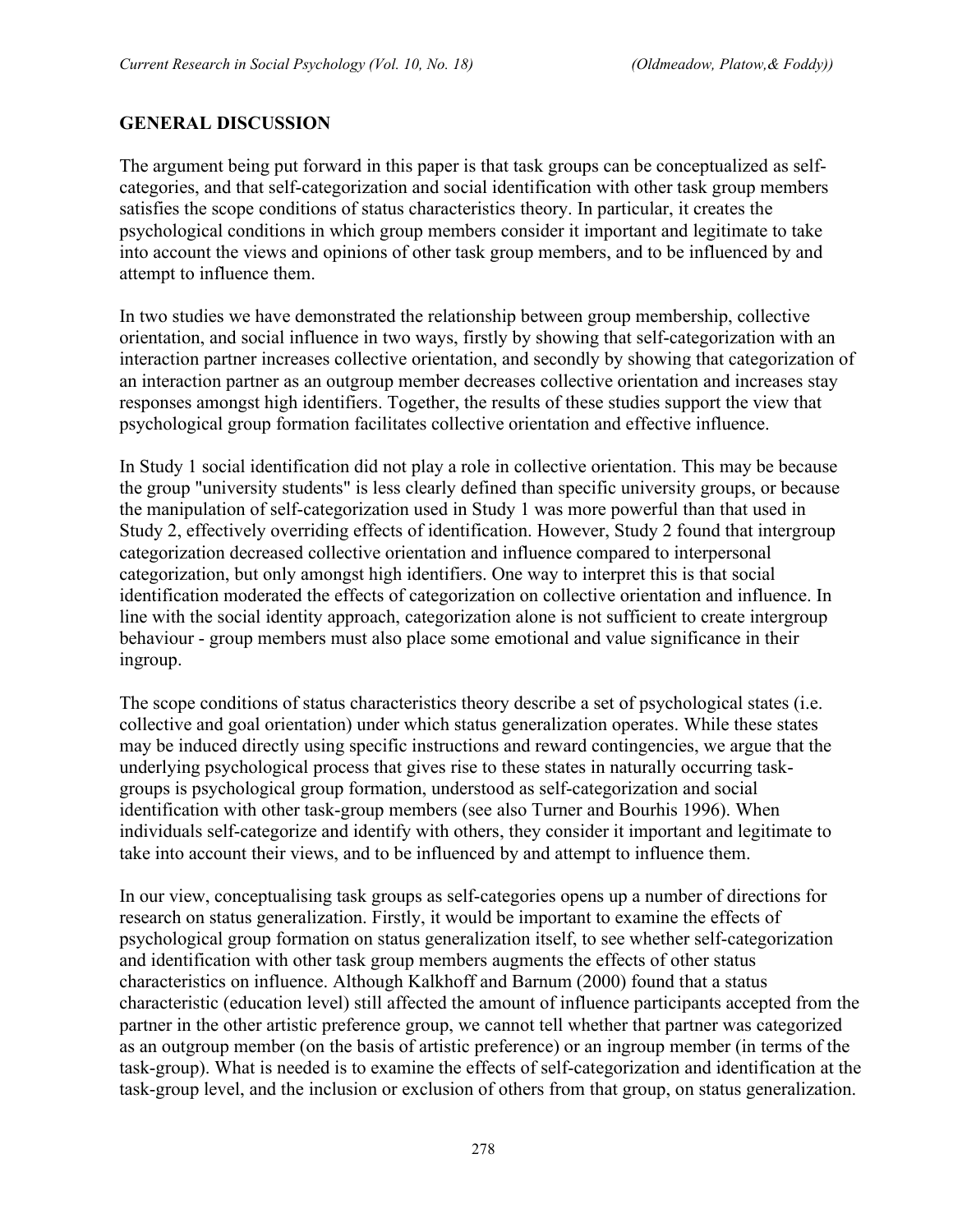## GENERAL DISCUSSION

The argument being put forward in this paper is that task groups can be conceptualized as self-categories, and that self-categorization and social identification with other task group members satisfies the scope conditions of status characteristics theory. In particular, it creates the psychological conditions in which group members consider it important and legitimate to take into account the views and opinions of other task group members, and to be influenced by and attempt to influence them.

In two studies we have demonstrated the relationship between group membership, collective orientation, and social influence in two ways, firstly by showing that self-categorization with an interaction partner increases collective orientation, and secondly by showing that categorization of an interaction partner as an outgroup member decreases collective orientation and increases stay responses amongst high identifiers. Together, the results of these studies support the view that psychological group formation facilitates collective orientation and effective influence.

In Study 1 social identification did not play a role in collective orientation. This may be because the group "university students" is less clearly defined than specific university groups, or because the manipulation of self-categorization used in Study 1 was more powerful than that used in Study 2, effectively overriding effects of identification. However, Study 2 found that intergroup categorization decreased collective orientation and influence compared to interpersonal categorization, but only amongst high identifiers. One way to interpret this is that social identification moderated the effects of categorization on collective orientation and influence. In line with the social identity approach, categorization alone is not sufficient to create intergroup behaviour - group members must also place some emotional and value significance in their ingroup.

The scope conditions of status characteristics theory describe a set of psychological states (i.e. collective and goal orientation) under which status generalization operates. While these states may be induced directly using specific instructions and reward contingencies, we argue that the underlying psychological process that gives rise to these states in naturally occurring task-groups is psychological group formation, understood as self-categorization and social identification with other task-group members (see also Turner and Bourhis 1996). When individuals self-categorize and identify with others, they consider it important and legitimate to take into account their views, and to be influenced by and attempt to influence them.

In our view, conceptualising task groups as self-categories opens up a number of directions for research on status generalization. Firstly, it would be important to examine the effects of psychological group formation on status generalization itself, to see whether self-categorization and identification with other task group members augments the effects of other status characteristics on influence. Although Kalkhoff and Barnum (2000) found that a status characteristic (education level) still affected the amount of influence participants accepted from the partner in the other artistic preference group, we cannot tell whether that partner was categorized as an outgroup member (on the basis of artistic preference) or an ingroup member (in terms of the task-group). What is needed is to examine the effects of self-categorization and identification at the task-group level, and the inclusion or exclusion of others from that group, on status generalization.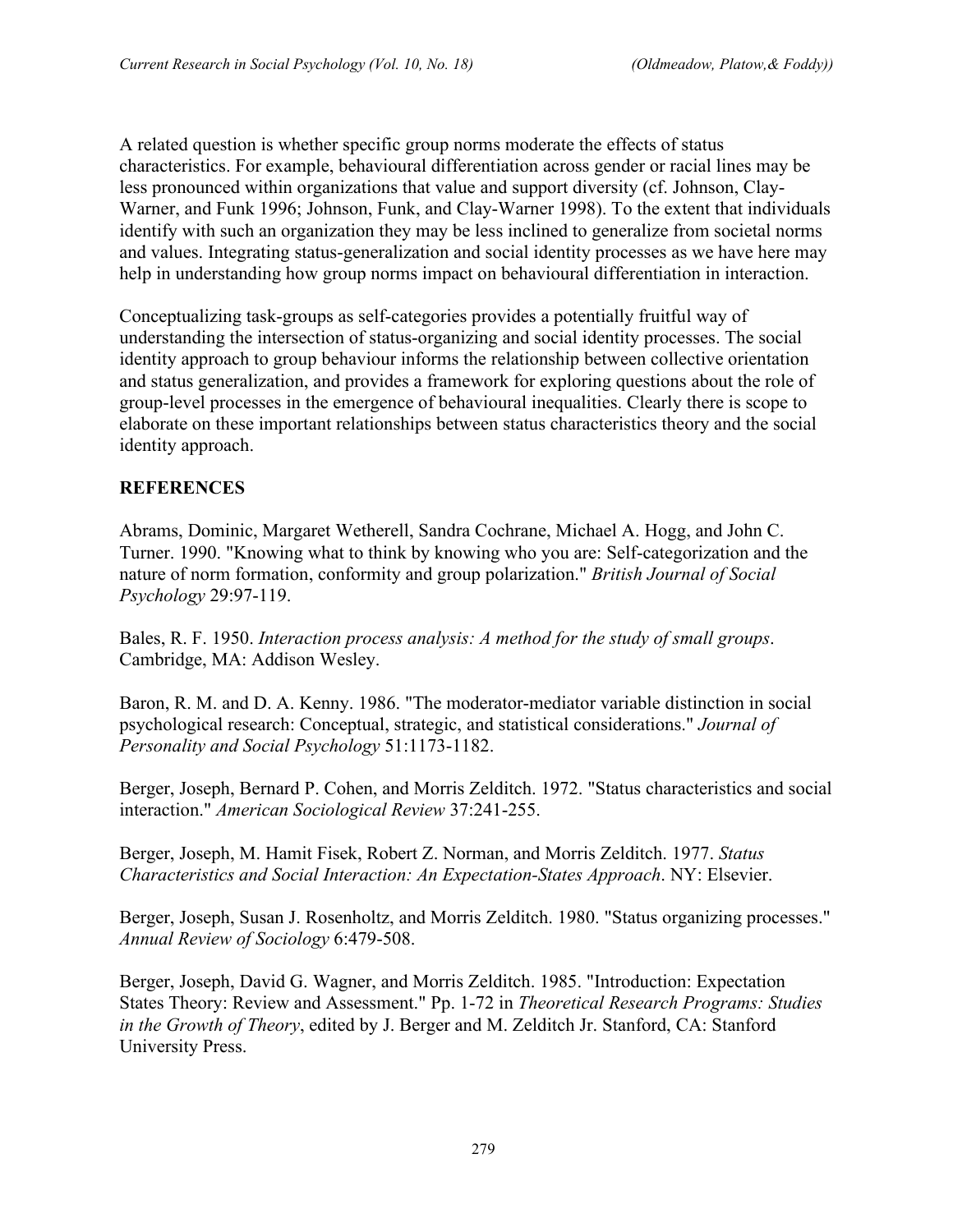A related question is whether specific group norms moderate the effects of status characteristics. For example, behavioural differentiation across gender or racial lines may be less pronounced within organizations that value and support diversity (cf. Johnson, Clay-Warner, and Funk 1996; Johnson, Funk, and Clay-Warner 1998). To the extent that individuals identify with such an organization they may be less inclined to generalize from societal norms and values. Integrating status-generalization and social identity processes as we have here may help in understanding how group norms impact on behavioural differentiation in interaction.

Conceptualizing task-groups as self-categories provides a potentially fruitful way of understanding the intersection of status-organizing and social identity processes. The social identity approach to group behaviour informs the relationship between collective orientation and status generalization, and provides a framework for exploring questions about the role of group-level processes in the emergence of behavioural inequalities. Clearly there is scope to elaborate on these important relationships between status characteristics theory and the social identity approach.

## REFERENCES

Abrams, Dominic, Margaret Wetherell, Sandra Cochrane, Michael A. Hogg, and John C. Turner. 1990. "Knowing what to think by knowing who you are: Self-categorization and the nature of norm formation, conformity and group polarization." *British Journal of Social Psychology* 29:97-119.

Bales, R. F. 1950. *Interaction process analysis: A method for the study of small groups*. Cambridge, MA: Addison Wesley.

Baron, R. M. and D. A. Kenny. 1986. "The moderator-mediator variable distinction in social psychological research: Conceptual, strategic, and statistical considerations." *Journal of Personality and Social Psychology* 51:1173-1182.

Berger, Joseph, Bernard P. Cohen, and Morris Zelditch. 1972. "Status characteristics and social interaction." *American Sociological Review* 37:241-255.

Berger, Joseph, M. Hamit Fisek, Robert Z. Norman, and Morris Zelditch. 1977. *Status Characteristics and Social Interaction: An Expectation-States Approach*. NY: Elsevier.

Berger, Joseph, Susan J. Rosenholtz, and Morris Zelditch. 1980. "Status organizing processes." *Annual Review of Sociology* 6:479-508.

Berger, Joseph, David G. Wagner, and Morris Zelditch. 1985. "Introduction: Expectation States Theory: Review and Assessment." Pp. 1-72 in *Theoretical Research Programs: Studies in the Growth of Theory*, edited by J. Berger and M. Zelditch Jr. Stanford, CA: Stanford University Press.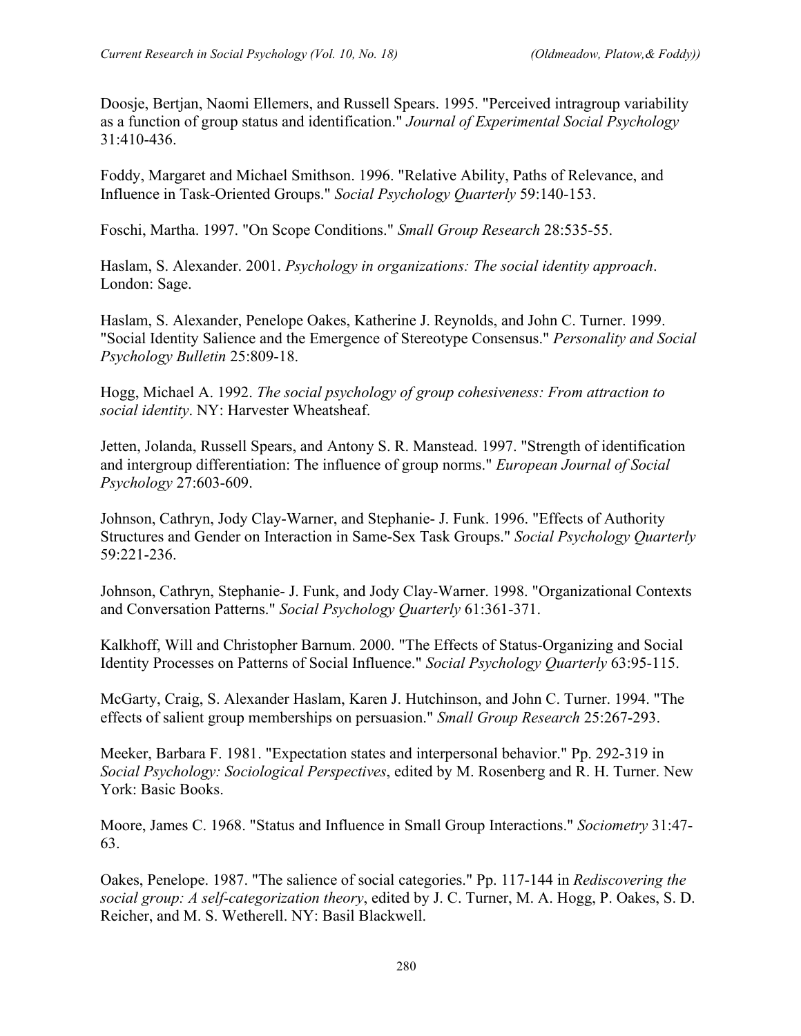Doosje, Bertjan, Naomi Ellemers, and Russell Spears. 1995. "Perceived intragroup variability as a function of group status and identification." *Journal of Experimental Social Psychology* 31:410-436.

Foddy, Margaret and Michael Smithson. 1996. "Relative Ability, Paths of Relevance, and Influence in Task-Oriented Groups." *Social Psychology Quarterly* 59:140-153.

Foschi, Martha. 1997. "On Scope Conditions." *Small Group Research* 28:535-55.

Haslam, S. Alexander. 2001. *Psychology in organizations: The social identity approach*. London: Sage.

Haslam, S. Alexander, Penelope Oakes, Katherine J. Reynolds, and John C. Turner. 1999. "Social Identity Salience and the Emergence of Stereotype Consensus." *Personality and Social Psychology Bulletin* 25:809-18.

Hogg, Michael A. 1992. *The social psychology of group cohesiveness: From attraction to social identity*. NY: Harvester Wheatsheaf.

Jetten, Jolanda, Russell Spears, and Antony S. R. Manstead. 1997. "Strength of identification and intergroup differentiation: The influence of group norms." *European Journal of Social Psychology* 27:603-609.

Johnson, Cathryn, Jody Clay-Warner, and Stephanie- J. Funk. 1996. "Effects of Authority Structures and Gender on Interaction in Same-Sex Task Groups." *Social Psychology Quarterly* 59:221-236.

Johnson, Cathryn, Stephanie- J. Funk, and Jody Clay-Warner. 1998. "Organizational Contexts and Conversation Patterns." *Social Psychology Quarterly* 61:361-371.

Kalkhoff, Will and Christopher Barnum. 2000. "The Effects of Status-Organizing and Social Identity Processes on Patterns of Social Influence." *Social Psychology Quarterly* 63:95-115.

McGarty, Craig, S. Alexander Haslam, Karen J. Hutchinson, and John C. Turner. 1994. "The effects of salient group memberships on persuasion." *Small Group Research* 25:267-293.

Meeker, Barbara F. 1981. "Expectation states and interpersonal behavior." Pp. 292-319 in *Social Psychology: Sociological Perspectives*, edited by M. Rosenberg and R. H. Turner. New York: Basic Books.

Moore, James C. 1968. "Status and Influence in Small Group Interactions." *Sociometry* 31:47-63.

Oakes, Penelope. 1987. "The salience of social categories." Pp. 117-144 in *Rediscovering the social group: A self-categorization theory*, edited by J. C. Turner, M. A. Hogg, P. Oakes, S. D. Reicher, and M. S. Wetherell. NY: Basil Blackwell.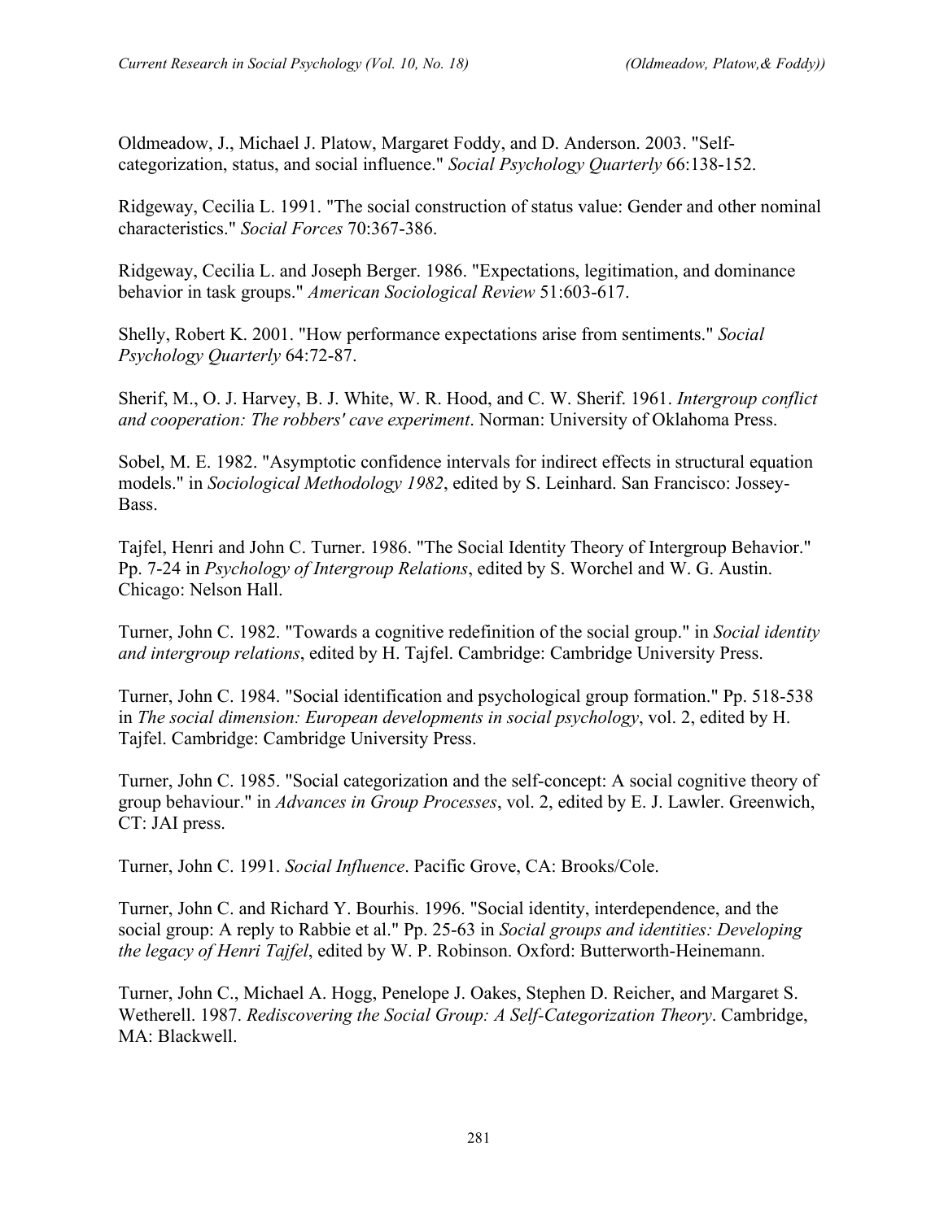Oldmeadow, J., Michael J. Platow, Margaret Foddy, and D. Anderson. 2003. "Self-categorization, status, and social influence." *Social Psychology Quarterly* 66:138-152.

Ridgeway, Cecilia L. 1991. "The social construction of status value: Gender and other nominal characteristics." *Social Forces* 70:367-386.

Ridgeway, Cecilia L. and Joseph Berger. 1986. "Expectations, legitimation, and dominance behavior in task groups." *American Sociological Review* 51:603-617.

Shelly, Robert K. 2001. "How performance expectations arise from sentiments." *Social Psychology Quarterly* 64:72-87.

Sherif, M., O. J. Harvey, B. J. White, W. R. Hood, and C. W. Sherif. 1961. *Intergroup conflict and cooperation: The robbers' cave experiment*. Norman: University of Oklahoma Press.

Sobel, M. E. 1982. "Asymptotic confidence intervals for indirect effects in structural equation models." in *Sociological Methodology 1982*, edited by S. Leinhard. San Francisco: Jossey-Bass.

Tajfel, Henri and John C. Turner. 1986. "The Social Identity Theory of Intergroup Behavior." Pp. 7-24 in *Psychology of Intergroup Relations*, edited by S. Worchel and W. G. Austin. Chicago: Nelson Hall.

Turner, John C. 1982. "Towards a cognitive redefinition of the social group." in *Social identity and intergroup relations*, edited by H. Tajfel. Cambridge: Cambridge University Press.

Turner, John C. 1984. "Social identification and psychological group formation." Pp. 518-538 in *The social dimension: European developments in social psychology*, vol. 2, edited by H. Tajfel. Cambridge: Cambridge University Press.

Turner, John C. 1985. "Social categorization and the self-concept: A social cognitive theory of group behaviour." in *Advances in Group Processes*, vol. 2, edited by E. J. Lawler. Greenwich, CT: JAI press.

Turner, John C. 1991. *Social Influence*. Pacific Grove, CA: Brooks/Cole.

Turner, John C. and Richard Y. Bourhis. 1996. "Social identity, interdependence, and the social group: A reply to Rabbie et al." Pp. 25-63 in *Social groups and identities: Developing the legacy of Henri Tajfel*, edited by W. P. Robinson. Oxford: Butterworth-Heinemann.

Turner, John C., Michael A. Hogg, Penelope J. Oakes, Stephen D. Reicher, and Margaret S. Wetherell. 1987. *Rediscovering the Social Group: A Self-Categorization Theory*. Cambridge, MA: Blackwell.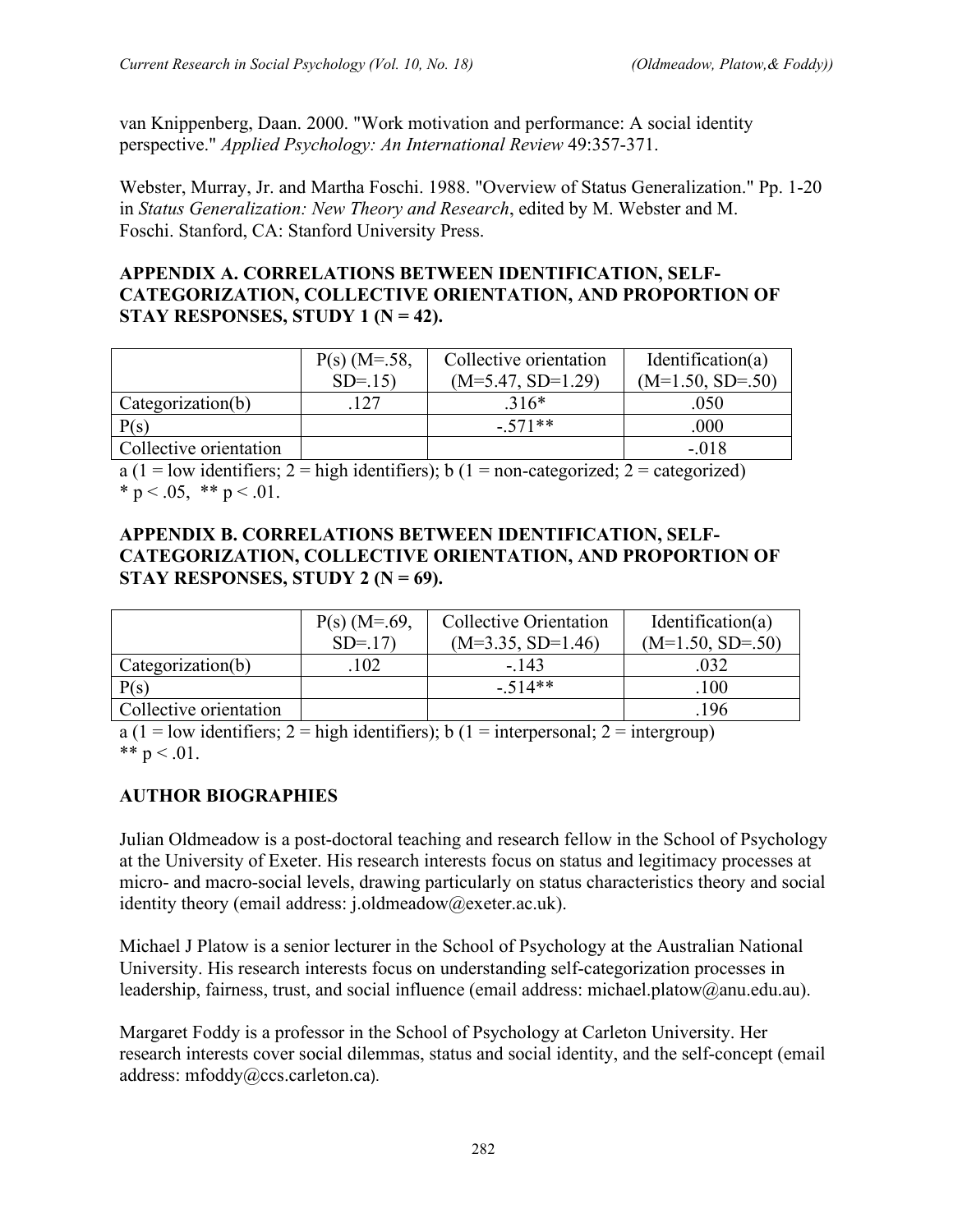van Knippenberg, Daan. 2000. "Work motivation and performance: A social identity perspective." *Applied Psychology: An International Review* 49:357-371.

Webster, Murray, Jr. and Martha Foschi. 1988. "Overview of Status Generalization." Pp. 1-20 in *Status Generalization: New Theory and Research*, edited by M. Webster and M. Foschi. Stanford, CA: Stanford University Press.

### APPENDIX A. CORRELATIONS BETWEEN IDENTIFICATION, SELF-CATEGORIZATION, COLLECTIVE ORIENTATION, AND PROPORTION OF STAY RESPONSES, STUDY 1 (N = 42).

| | P(s) (M=.58, SD=.15) | Collective orientation (M=5.47, SD=1.29) | Identification(a) (M=1.50, SD=.50) |
|---|---|---|---|
| Categorization(b) | .127 | .316* | .050 |
| P(s) | | -.571** | .000 |
| Collective orientation | | | -.018 |

a (1 = low identifiers; 2 = high identifiers); b (1 = non-categorized; 2 = categorized)
\* $p < .05$, ** $p < .01$.

### APPENDIX B. CORRELATIONS BETWEEN IDENTIFICATION, SELF-CATEGORIZATION, COLLECTIVE ORIENTATION, AND PROPORTION OF STAY RESPONSES, STUDY 2 (N = 69).

| | P(s) (M=.69, SD=.17) | Collective Orientation (M=3.35, SD=1.46) | Identification(a) (M=1.50, SD=.50) |
|---|---|---|---|
| Categorization(b) | .102 | -.143 | .032 |
| P(s) | | -.514** | .100 |
| Collective orientation | | | .196 |

a (1 = low identifiers; 2 = high identifiers); b (1 = interpersonal; 2 = intergroup)
** $p < .01$.

## AUTHOR BIOGRAPHIES

Julian Oldmeadow is a post-doctoral teaching and research fellow in the School of Psychology at the University of Exeter. His research interests focus on status and legitimacy processes at micro- and macro-social levels, drawing particularly on status characteristics theory and social identity theory (email address: j.oldmeadow@exeter.ac.uk).

Michael J Platow is a senior lecturer in the School of Psychology at the Australian National University. His research interests focus on understanding self-categorization processes in leadership, fairness, trust, and social influence (email address: michael.platow@anu.edu.au).

Margaret Foddy is a professor in the School of Psychology at Carleton University. Her research interests cover social dilemmas, status and social identity, and the self-concept (email address: mfoddy@ccs.carleton.ca).